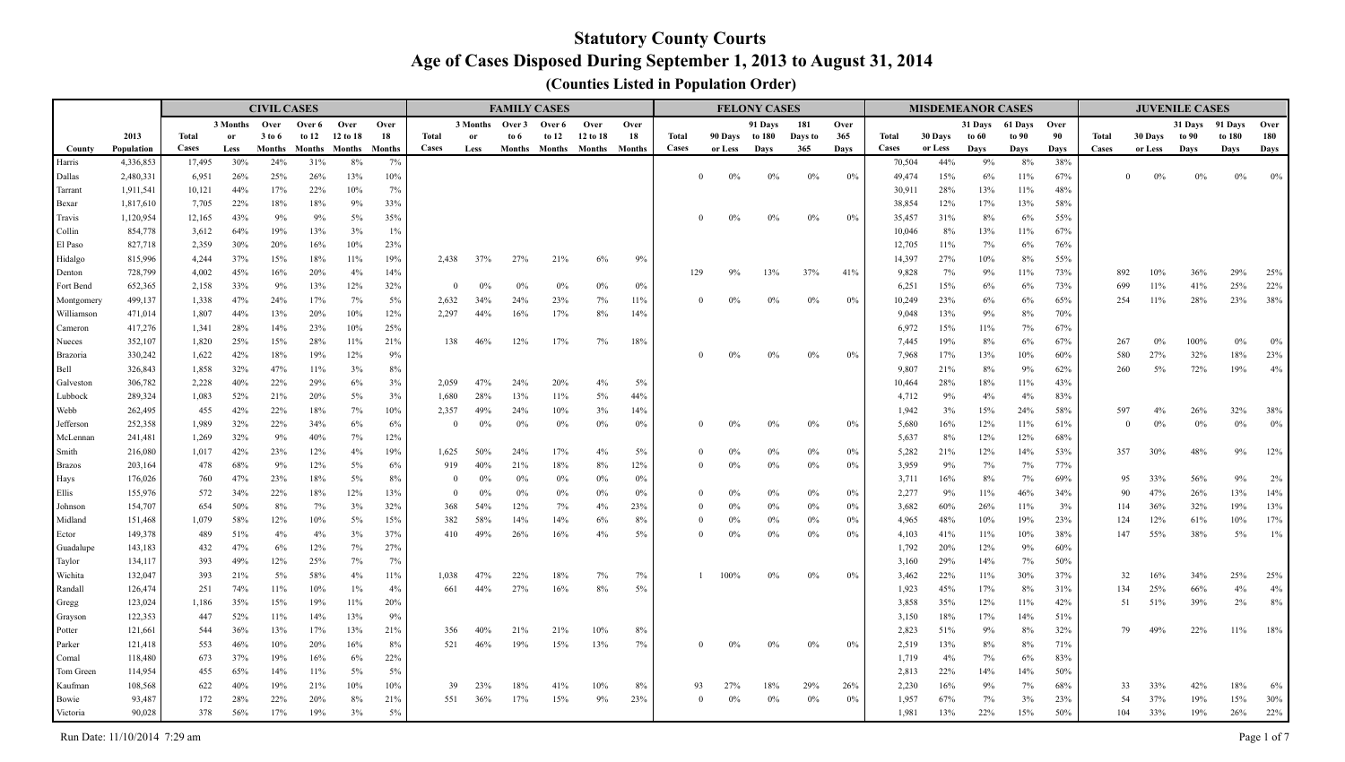# Statutory County Courts

## Age of Cases Disposed During September 1, 2013 to August 31, 2014

### (Counties Listed in Population Order)

| County | 2013 Population | CIVIL CASES Total Cases | 3 Months or Less | Over 3 to 6 Months | Over 6 to 12 Months | Over 12 to 18 Months | Over 18 Months | FAMILY CASES Total Cases | 3 Months or Less | Over 3 to 6 Months | Over 6 to 12 Months | Over 12 to 18 Months | Over 18 Months | FELONY CASES Total Cases | 90 Days or Less | 91 Days to 180 Days | 181 Days to 365 | Over 365 Days | MISDEMEANOR CASES Total Cases | 30 Days or Less | 31 Days to 60 Days | 61 Days to 90 Days | Over 90 Days | JUVENILE CASES Total Cases | 30 Days or Less | 31 Days to 90 Days | 91 Days to 180 Days | Over 180 Days |
|---|---|---|---|---|---|---|---|---|---|---|---|---|---|---|---|---|---|---|---|---|---|---|---|---|---|---|---|---|
| Harris | 4,336,853 | 17,495 | 30% | 24% | 31% | 8% | 7% | | | | | | | | | | | | 70,504 | 44% | 9% | 8% | 38% | | | | | |
| Dallas | 2,480,331 | 6,951 | 26% | 25% | 26% | 13% | 10% | | | | | | | 0 | 0% | 0% | 0% | 0% | 49,474 | 15% | 6% | 11% | 67% | 0 | 0% | 0% | 0% | 0% |
| Tarrant | 1,911,541 | 10,121 | 44% | 17% | 22% | 10% | 7% | | | | | | | | | | | | 30,911 | 28% | 13% | 11% | 48% | | | | | |
| Bexar | 1,817,610 | 7,705 | 22% | 18% | 18% | 9% | 33% | | | | | | | | | | | | 38,854 | 12% | 17% | 13% | 58% | | | | | |
| Travis | 1,120,954 | 12,165 | 43% | 9% | 9% | 5% | 35% | | | | | | | 0 | 0% | 0% | 0% | 0% | 35,457 | 31% | 8% | 6% | 55% | | | | | |
| Collin | 854,778 | 3,612 | 64% | 19% | 13% | 3% | 1% | | | | | | | | | | | | 10,046 | 8% | 13% | 11% | 67% | | | | | |
| El Paso | 827,718 | 2,359 | 30% | 20% | 16% | 10% | 23% | | | | | | | | | | | | 12,705 | 11% | 7% | 6% | 76% | | | | | |
| Hidalgo | 815,996 | 4,244 | 37% | 15% | 18% | 11% | 19% | 2,438 | 37% | 27% | 21% | 6% | 9% | | | | | | 14,397 | 27% | 10% | 8% | 55% | | | | | |
| Denton | 728,799 | 4,002 | 45% | 16% | 20% | 4% | 14% | | | | | | | 129 | 9% | 13% | 37% | 41% | 9,828 | 7% | 9% | 11% | 73% | 892 | 10% | 36% | 29% | 25% |
| Fort Bend | 652,365 | 2,158 | 33% | 9% | 13% | 12% | 32% | 0 | 0% | 0% | 0% | 0% | 0% | | | | | | 6,251 | 15% | 6% | 6% | 73% | 699 | 11% | 41% | 25% | 22% |
| Montgomery | 499,137 | 1,338 | 47% | 24% | 17% | 7% | 5% | 2,632 | 34% | 24% | 23% | 7% | 11% | 0 | 0% | 0% | 0% | 0% | 10,249 | 23% | 6% | 6% | 65% | 254 | 11% | 28% | 23% | 38% |
| Williamson | 471,014 | 1,807 | 44% | 13% | 20% | 10% | 12% | 2,297 | 44% | 16% | 17% | 8% | 14% | | | | | | 9,048 | 13% | 9% | 8% | 70% | | | | | |
| Cameron | 417,276 | 1,341 | 28% | 14% | 23% | 10% | 25% | | | | | | | | | | | | 6,972 | 15% | 11% | 7% | 67% | | | | | |
| Nueces | 352,107 | 1,820 | 25% | 15% | 28% | 11% | 21% | 138 | 46% | 12% | 17% | 7% | 18% | | | | | | 7,445 | 19% | 8% | 6% | 67% | 267 | 0% | 100% | 0% | 0% |
| Brazoria | 330,242 | 1,622 | 42% | 18% | 19% | 12% | 9% | | | | | | | 0 | 0% | 0% | 0% | 0% | 7,968 | 17% | 13% | 10% | 60% | 580 | 27% | 32% | 18% | 23% |
| Bell | 326,843 | 1,858 | 32% | 47% | 11% | 3% | 8% | | | | | | | | | | | | 9,807 | 21% | 8% | 9% | 62% | 260 | 5% | 72% | 19% | 4% |
| Galveston | 306,782 | 2,228 | 40% | 22% | 29% | 6% | 3% | 2,059 | 47% | 24% | 20% | 4% | 5% | | | | | | 10,464 | 28% | 18% | 11% | 43% | | | | | |
| Lubbock | 289,324 | 1,083 | 52% | 21% | 20% | 5% | 3% | 1,680 | 28% | 13% | 11% | 5% | 44% | | | | | | 4,712 | 9% | 4% | 4% | 83% | | | | | |
| Webb | 262,495 | 455 | 42% | 22% | 18% | 7% | 10% | 2,357 | 49% | 24% | 10% | 3% | 14% | | | | | | 1,942 | 3% | 15% | 24% | 58% | 597 | 4% | 26% | 32% | 38% |
| Jefferson | 252,358 | 1,989 | 32% | 22% | 34% | 6% | 6% | 0 | 0% | 0% | 0% | 0% | 0% | 0 | 0% | 0% | 0% | 0% | 5,680 | 16% | 12% | 11% | 61% | 0 | 0% | 0% | 0% | 0% |
| McLennan | 241,481 | 1,269 | 32% | 9% | 40% | 7% | 12% | | | | | | | | | | | | 5,637 | 8% | 12% | 12% | 68% | | | | | |
| Smith | 216,080 | 1,017 | 42% | 23% | 12% | 4% | 19% | 1,625 | 50% | 24% | 17% | 4% | 5% | 0 | 0% | 0% | 0% | 0% | 5,282 | 21% | 12% | 14% | 53% | 357 | 30% | 48% | 9% | 12% |
| Brazos | 203,164 | 478 | 68% | 9% | 12% | 5% | 6% | 919 | 40% | 21% | 18% | 8% | 12% | 0 | 0% | 0% | 0% | 0% | 3,959 | 9% | 7% | 7% | 77% | | | | | |
| Hays | 176,026 | 760 | 47% | 23% | 18% | 5% | 8% | 0 | 0% | 0% | 0% | 0% | 0% | | | | | | 3,711 | 16% | 8% | 7% | 69% | 95 | 33% | 56% | 9% | 2% |
| Ellis | 155,976 | 572 | 34% | 22% | 18% | 12% | 13% | 0 | 0% | 0% | 0% | 0% | 0% | 0 | 0% | 0% | 0% | 0% | 2,277 | 9% | 11% | 46% | 34% | 90 | 47% | 26% | 13% | 14% |
| Johnson | 154,707 | 654 | 50% | 8% | 7% | 3% | 32% | 368 | 54% | 12% | 7% | 4% | 23% | 0 | 0% | 0% | 0% | 0% | 3,682 | 60% | 26% | 11% | 3% | 114 | 36% | 32% | 19% | 13% |
| Midland | 151,468 | 1,079 | 58% | 12% | 10% | 5% | 15% | 382 | 58% | 14% | 14% | 6% | 8% | 0 | 0% | 0% | 0% | 0% | 4,965 | 48% | 10% | 19% | 23% | 124 | 12% | 61% | 10% | 17% |
| Ector | 149,378 | 489 | 51% | 4% | 4% | 3% | 37% | 410 | 49% | 26% | 16% | 4% | 5% | 0 | 0% | 0% | 0% | 0% | 4,103 | 41% | 11% | 10% | 38% | 147 | 55% | 38% | 5% | 1% |
| Guadalupe | 143,183 | 432 | 47% | 6% | 12% | 7% | 27% | | | | | | | | | | | | 1,792 | 20% | 12% | 9% | 60% | | | | | |
| Taylor | 134,117 | 393 | 49% | 12% | 25% | 7% | 7% | | | | | | | | | | | | 3,160 | 29% | 14% | 7% | 50% | | | | | |
| Wichita | 132,047 | 393 | 21% | 5% | 58% | 4% | 11% | 1,038 | 47% | 22% | 18% | 7% | 7% | 1 | 100% | 0% | 0% | 0% | 3,462 | 22% | 11% | 30% | 37% | 32 | 16% | 34% | 25% | 25% |
| Randall | 126,474 | 251 | 74% | 11% | 10% | 1% | 4% | 661 | 44% | 27% | 16% | 8% | 5% | | | | | | 1,923 | 45% | 17% | 8% | 31% | 134 | 25% | 66% | 4% | 4% |
| Gregg | 123,024 | 1,186 | 35% | 15% | 19% | 11% | 20% | | | | | | | | | | | | 3,858 | 35% | 12% | 11% | 42% | 51 | 51% | 39% | 2% | 8% |
| Grayson | 122,353 | 447 | 52% | 11% | 14% | 13% | 9% | | | | | | | | | | | | 3,150 | 18% | 17% | 14% | 51% | | | | | |
| Potter | 121,661 | 544 | 36% | 13% | 17% | 13% | 21% | 356 | 40% | 21% | 21% | 10% | 8% | | | | | | 2,823 | 51% | 9% | 8% | 32% | 79 | 49% | 22% | 11% | 18% |
| Parker | 121,418 | 553 | 46% | 10% | 20% | 16% | 8% | 521 | 46% | 19% | 15% | 13% | 7% | 0 | 0% | 0% | 0% | 0% | 2,519 | 13% | 8% | 8% | 71% | | | | | |
| Comal | 118,480 | 673 | 37% | 19% | 16% | 6% | 22% | | | | | | | | | | | | 1,719 | 4% | 7% | 6% | 83% | | | | | |
| Tom Green | 114,954 | 455 | 65% | 14% | 11% | 5% | 5% | | | | | | | | | | | | 2,813 | 22% | 14% | 14% | 50% | | | | | |
| Kaufman | 108,568 | 622 | 40% | 19% | 21% | 10% | 10% | 39 | 23% | 18% | 41% | 10% | 8% | 93 | 27% | 18% | 29% | 26% | 2,230 | 16% | 9% | 7% | 68% | 33 | 33% | 42% | 18% | 6% |
| Bowie | 93,487 | 172 | 28% | 22% | 20% | 8% | 21% | 551 | 36% | 17% | 15% | 9% | 23% | 0 | 0% | 0% | 0% | 0% | 1,957 | 67% | 7% | 3% | 23% | 54 | 37% | 19% | 15% | 30% |
| Victoria | 90,028 | 378 | 56% | 17% | 19% | 3% | 5% | | | | | | | | | | | | 1,981 | 13% | 22% | 15% | 50% | 104 | 33% | 19% | 26% | 22% |

Run Date: 11/10/2014 7:29 am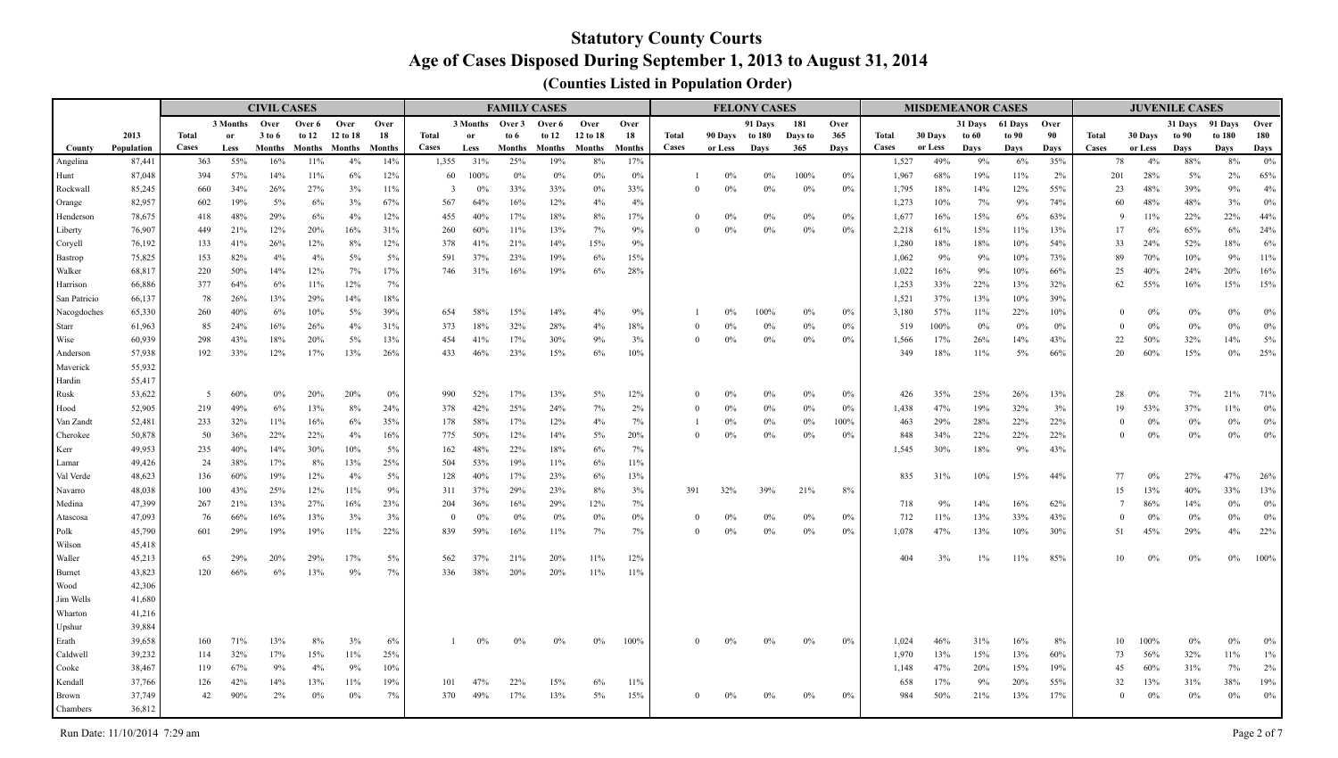# Statutory County Courts

## Age of Cases Disposed During September 1, 2013 to August 31, 2014

### (Counties Listed in Population Order)

| County | 2013 Population | CIVIL CASES Total Cases | 3 Months or Less | Over 3 to 6 Months | Over 6 to 12 Months | Over 12 to 18 Months | Over 18 Months | FAMILY CASES Total Cases | 3 Months or Less | Over 3 to 6 Months | Over 6 to 12 Months | Over 12 to 18 Months | Over 18 Months | FELONY CASES Total Cases | 90 Days or Less | 91 Days to 180 Days | 181 Days to 365 Days | Over 365 Days | MISDEMEANOR CASES Total Cases | 30 Days or Less | 31 Days to 60 Days | 61 Days to 90 Days | Over 90 Days | JUVENILE CASES Total Cases | 30 Days or Less | 31 Days to 90 Days | 91 Days to 180 Days | Over 180 Days |
|---|---|---|---|---|---|---|---|---|---|---|---|---|---|---|---|---|---|---|---|---|---|---|---|---|---|---|---|---|
| Angelina | 87,441 | 363 | 55% | 16% | 11% | 4% | 14% | 1,355 | 31% | 25% | 19% | 8% | 17% | | | | | | 1,527 | 49% | 9% | 6% | 35% | 78 | 4% | 88% | 8% | 0% |
| Hunt | 87,048 | 394 | 57% | 14% | 11% | 6% | 12% | 60 | 100% | 0% | 0% | 0% | 0% | 1 | 0% | 0% | 100% | 0% | 1,967 | 68% | 19% | 11% | 2% | 201 | 28% | 5% | 2% | 65% |
| Rockwall | 85,245 | 660 | 34% | 26% | 27% | 3% | 11% | 3 | 0% | 33% | 33% | 0% | 33% | 0 | 0% | 0% | 0% | 0% | 1,795 | 18% | 14% | 12% | 55% | 23 | 48% | 39% | 9% | 4% |
| Orange | 82,957 | 602 | 19% | 5% | 6% | 3% | 67% | 567 | 64% | 16% | 12% | 4% | 4% | | | | | | 1,273 | 10% | 7% | 9% | 74% | 60 | 48% | 48% | 3% | 0% |
| Henderson | 78,675 | 418 | 48% | 29% | 6% | 4% | 12% | 455 | 40% | 17% | 18% | 8% | 17% | 0 | 0% | 0% | 0% | 0% | 1,677 | 16% | 15% | 6% | 63% | 9 | 11% | 22% | 22% | 44% |
| Liberty | 76,907 | 449 | 21% | 12% | 20% | 16% | 31% | 260 | 60% | 11% | 13% | 7% | 9% | 0 | 0% | 0% | 0% | 0% | 2,218 | 61% | 15% | 11% | 13% | 17 | 6% | 65% | 6% | 24% |
| Coryell | 76,192 | 133 | 41% | 26% | 12% | 8% | 12% | 378 | 41% | 21% | 14% | 15% | 9% | | | | | | 1,280 | 18% | 18% | 10% | 54% | 33 | 24% | 52% | 18% | 6% |
| Bastrop | 75,825 | 153 | 82% | 4% | 4% | 5% | 5% | 591 | 37% | 23% | 19% | 6% | 15% | | | | | | 1,062 | 9% | 9% | 10% | 73% | 89 | 70% | 10% | 9% | 11% |
| Walker | 68,817 | 220 | 50% | 14% | 12% | 7% | 17% | 746 | 31% | 16% | 19% | 6% | 28% | | | | | | 1,022 | 16% | 9% | 10% | 66% | 25 | 40% | 24% | 20% | 16% |
| Harrison | 66,886 | 377 | 64% | 6% | 11% | 12% | 7% | | | | | | | | | | | | 1,253 | 33% | 22% | 13% | 32% | 62 | 55% | 16% | 15% | 15% |
| San Patricio | 66,137 | 78 | 26% | 13% | 29% | 14% | 18% | | | | | | | | | | | | 1,521 | 37% | 13% | 10% | 39% | | | | | |
| Nacogdoches | 65,330 | 260 | 40% | 6% | 10% | 5% | 39% | 654 | 58% | 15% | 14% | 4% | 9% | 1 | 0% | 100% | 0% | 0% | 3,180 | 57% | 11% | 22% | 10% | 0 | 0% | 0% | 0% | 0% |
| Starr | 61,963 | 85 | 24% | 16% | 26% | 4% | 31% | 373 | 18% | 32% | 28% | 4% | 18% | 0 | 0% | 0% | 0% | 0% | 519 | 100% | 0% | 0% | 0% | 0 | 0% | 0% | 0% | 0% |
| Wise | 60,939 | 298 | 43% | 18% | 20% | 5% | 13% | 454 | 41% | 17% | 30% | 9% | 3% | 0 | 0% | 0% | 0% | 0% | 1,566 | 17% | 26% | 14% | 43% | 22 | 50% | 32% | 14% | 5% |
| Anderson | 57,938 | 192 | 33% | 12% | 17% | 13% | 26% | 433 | 46% | 23% | 15% | 6% | 10% | | | | | | 349 | 18% | 11% | 5% | 66% | 20 | 60% | 15% | 0% | 25% |
| Maverick | 55,932 | | | | | | | | | | | | | | | | | | | | | | | | | | | |
| Hardin | 55,417 | | | | | | | | | | | | | | | | | | | | | | | | | | | |
| Rusk | 53,622 | 5 | 60% | 0% | 20% | 20% | 0% | 990 | 52% | 17% | 13% | 5% | 12% | 0 | 0% | 0% | 0% | 0% | 426 | 35% | 25% | 26% | 13% | 28 | 0% | 7% | 21% | 71% |
| Hood | 52,905 | 219 | 49% | 6% | 13% | 8% | 24% | 378 | 42% | 25% | 24% | 7% | 2% | 0 | 0% | 0% | 0% | 0% | 1,438 | 47% | 19% | 32% | 3% | 19 | 53% | 37% | 11% | 0% |
| Van Zandt | 52,481 | 233 | 32% | 11% | 16% | 6% | 35% | 178 | 58% | 17% | 12% | 4% | 7% | 1 | 0% | 0% | 0% | 100% | 463 | 29% | 28% | 22% | 22% | 0 | 0% | 0% | 0% | 0% |
| Cherokee | 50,878 | 50 | 36% | 22% | 22% | 4% | 16% | 775 | 50% | 12% | 14% | 5% | 20% | 0 | 0% | 0% | 0% | 0% | 848 | 34% | 22% | 22% | 22% | 0 | 0% | 0% | 0% | 0% |
| Kerr | 49,953 | 235 | 40% | 14% | 30% | 10% | 5% | 162 | 48% | 22% | 18% | 6% | 7% | | | | | | 1,545 | 30% | 18% | 9% | 43% | | | | | |
| Lamar | 49,426 | 24 | 38% | 17% | 8% | 13% | 25% | 504 | 53% | 19% | 11% | 6% | 11% | | | | | | | | | | | | | | | |
| Val Verde | 48,623 | 136 | 60% | 19% | 12% | 4% | 5% | 128 | 40% | 17% | 23% | 6% | 13% | | | | | | 835 | 31% | 10% | 15% | 44% | 77 | 0% | 27% | 47% | 26% |
| Navarro | 48,038 | 100 | 43% | 25% | 12% | 11% | 9% | 311 | 37% | 29% | 23% | 8% | 3% | 391 | 32% | 39% | 21% | 8% | | | | | | 15 | 13% | 40% | 33% | 13% |
| Medina | 47,399 | 267 | 21% | 13% | 27% | 16% | 23% | 204 | 36% | 16% | 29% | 12% | 7% | | | | | | 718 | 9% | 14% | 16% | 62% | 7 | 86% | 14% | 0% | 0% |
| Atascosa | 47,093 | 76 | 66% | 16% | 13% | 3% | 3% | 0 | 0% | 0% | 0% | 0% | 0% | 0 | 0% | 0% | 0% | 0% | 712 | 11% | 13% | 33% | 43% | 0 | 0% | 0% | 0% | 0% |
| Polk | 45,790 | 601 | 29% | 19% | 19% | 11% | 22% | 839 | 59% | 16% | 11% | 7% | 7% | 0 | 0% | 0% | 0% | 0% | 1,078 | 47% | 13% | 10% | 30% | 51 | 45% | 29% | 4% | 22% |
| Wilson | 45,418 | | | | | | | | | | | | | | | | | | | | | | | | | | | |
| Waller | 45,213 | 65 | 29% | 20% | 29% | 17% | 5% | 562 | 37% | 21% | 20% | 11% | 12% | | | | | | 404 | 3% | 1% | 11% | 85% | 10 | 0% | 0% | 0% | 100% |
| Burnet | 43,823 | 120 | 66% | 6% | 13% | 9% | 7% | 336 | 38% | 20% | 20% | 11% | 11% | | | | | | | | | | | | | | | |
| Wood | 42,306 | | | | | | | | | | | | | | | | | | | | | | | | | | | |
| Jim Wells | 41,680 | | | | | | | | | | | | | | | | | | | | | | | | | | | |
| Wharton | 41,216 | | | | | | | | | | | | | | | | | | | | | | | | | | | |
| Upshur | 39,884 | | | | | | | | | | | | | | | | | | | | | | | | | | | |
| Erath | 39,658 | 160 | 71% | 13% | 8% | 3% | 6% | 1 | 0% | 0% | 0% | 0% | 100% | 0 | 0% | 0% | 0% | 0% | 1,024 | 46% | 31% | 16% | 8% | 10 | 100% | 0% | 0% | 0% |
| Caldwell | 39,232 | 114 | 32% | 17% | 15% | 11% | 25% | | | | | | | | | | | | 1,970 | 13% | 15% | 13% | 60% | 73 | 56% | 32% | 11% | 1% |
| Cooke | 38,467 | 119 | 67% | 9% | 4% | 9% | 10% | | | | | | | | | | | | 1,148 | 47% | 20% | 15% | 19% | 45 | 60% | 31% | 7% | 2% |
| Kendall | 37,766 | 126 | 42% | 14% | 13% | 11% | 19% | 101 | 47% | 22% | 15% | 6% | 11% | | | | | | 658 | 17% | 9% | 20% | 55% | 32 | 13% | 31% | 38% | 19% |
| Brown | 37,749 | 42 | 90% | 2% | 0% | 0% | 7% | 370 | 49% | 17% | 13% | 5% | 15% | 0 | 0% | 0% | 0% | 0% | 984 | 50% | 21% | 13% | 17% | 0 | 0% | 0% | 0% | 0% |
| Chambers | 36,812 | | | | | | | | | | | | | | | | | | | | | | | | | | | |

Run Date: 11/10/2014 7:29 am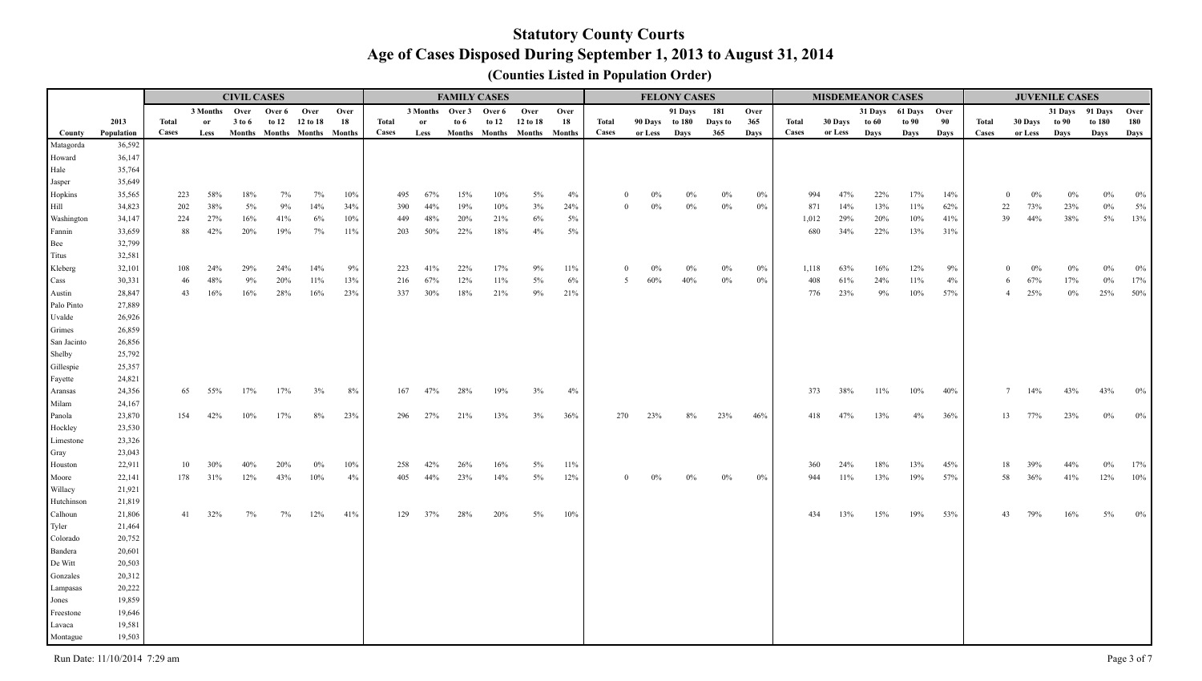# Statutory County Courts

## Age of Cases Disposed During September 1, 2013 to August 31, 2014

### (Counties Listed in Population Order)

| | | CIVIL CASES | | | | | | FAMILY CASES | | | | | | FELONY CASES | | | | | MISDEMEANOR CASES | | | | | JUVENILE CASES | | | | |
|---|---|---|---|---|---|---|---|---|---|---|---|---|---|---|---|---|---|---|---|---|---|---|---|---|---|---|---|---|
| County | 2013 Population | Total Cases | 3 Months or Less | Over 3 to 6 Months | Over 6 to 12 Months | Over 12 to 18 Months | Over 18 Months | Total Cases | 3 Months or Less | Over 3 to 6 Months | Over 6 to 12 Months | Over 12 to 18 Months | Over 18 Months | Total Cases | 90 Days or Less | 91 Days to 180 Days | 181 Days to 365 | Over 365 Days | Total Cases | 30 Days or Less | 31 Days to 60 Days | 61 Days to 90 Days | Over 90 Days | Total Cases | 30 Days or Less | 31 Days to 90 Days | 91 Days to 180 Days | Over 180 Days |
| Matagorda | 36,592 | | | | | | | | | | | | | | | | | | | | | | | | | | | |
| Howard | 36,147 | | | | | | | | | | | | | | | | | | | | | | | | | | | |
| Hale | 35,764 | | | | | | | | | | | | | | | | | | | | | | | | | | | |
| Jasper | 35,649 | | | | | | | | | | | | | | | | | | | | | | | | | | | |
| Hopkins | 35,565 | 223 | 58% | 18% | 7% | 7% | 10% | 495 | 67% | 15% | 10% | 5% | 4% | 0 | 0% | 0% | 0% | 0% | 994 | 47% | 22% | 17% | 14% | 0 | 0% | 0% | 0% | 0% |
| Hill | 34,823 | 202 | 38% | 5% | 9% | 14% | 34% | 390 | 44% | 19% | 10% | 3% | 24% | 0 | 0% | 0% | 0% | 0% | 871 | 14% | 13% | 11% | 62% | 22 | 73% | 23% | 0% | 5% |
| Washington | 34,147 | 224 | 27% | 16% | 41% | 6% | 10% | 449 | 48% | 20% | 21% | 6% | 5% | | | | | | 1,012 | 29% | 20% | 10% | 41% | 39 | 44% | 38% | 5% | 13% |
| Fannin | 33,659 | 88 | 42% | 20% | 19% | 7% | 11% | 203 | 50% | 22% | 18% | 4% | 5% | | | | | | 680 | 34% | 22% | 13% | 31% | | | | | |
| Bee | 32,799 | | | | | | | | | | | | | | | | | | | | | | | | | | | |
| Titus | 32,581 | | | | | | | | | | | | | | | | | | | | | | | | | | | |
| Kleberg | 32,101 | 108 | 24% | 29% | 24% | 14% | 9% | 223 | 41% | 22% | 17% | 9% | 11% | 0 | 0% | 0% | 0% | 0% | 1,118 | 63% | 16% | 12% | 9% | 0 | 0% | 0% | 0% | 0% |
| Cass | 30,331 | 46 | 48% | 9% | 20% | 11% | 13% | 216 | 67% | 12% | 11% | 5% | 6% | 5 | 60% | 40% | 0% | 0% | 408 | 61% | 24% | 11% | 4% | 6 | 67% | 17% | 0% | 17% |
| Austin | 28,847 | 43 | 16% | 16% | 28% | 16% | 23% | 337 | 30% | 18% | 21% | 9% | 21% | | | | | | 776 | 23% | 9% | 10% | 57% | 4 | 25% | 0% | 25% | 50% |
| Palo Pinto | 27,889 | | | | | | | | | | | | | | | | | | | | | | | | | | | |
| Uvalde | 26,926 | | | | | | | | | | | | | | | | | | | | | | | | | | | |
| Grimes | 26,859 | | | | | | | | | | | | | | | | | | | | | | | | | | | |
| San Jacinto | 26,856 | | | | | | | | | | | | | | | | | | | | | | | | | | | |
| Shelby | 25,792 | | | | | | | | | | | | | | | | | | | | | | | | | | | |
| Gillespie | 25,357 | | | | | | | | | | | | | | | | | | | | | | | | | | | |
| Fayette | 24,821 | | | | | | | | | | | | | | | | | | | | | | | | | | | |
| Aransas | 24,356 | 65 | 55% | 17% | 17% | 3% | 8% | 167 | 47% | 28% | 19% | 3% | 4% | | | | | | 373 | 38% | 11% | 10% | 40% | 7 | 14% | 43% | 43% | 0% |
| Milam | 24,167 | | | | | | | | | | | | | | | | | | | | | | | | | | | |
| Panola | 23,870 | 154 | 42% | 10% | 17% | 8% | 23% | 296 | 27% | 21% | 13% | 3% | 36% | 270 | 23% | 8% | 23% | 46% | 418 | 47% | 13% | 4% | 36% | 13 | 77% | 23% | 0% | 0% |
| Hockley | 23,530 | | | | | | | | | | | | | | | | | | | | | | | | | | | |
| Limestone | 23,326 | | | | | | | | | | | | | | | | | | | | | | | | | | | |
| Gray | 23,043 | | | | | | | | | | | | | | | | | | | | | | | | | | | |
| Houston | 22,911 | 10 | 30% | 40% | 20% | 0% | 10% | 258 | 42% | 26% | 16% | 5% | 11% | | | | | | 360 | 24% | 18% | 13% | 45% | 18 | 39% | 44% | 0% | 17% |
| Moore | 22,141 | 178 | 31% | 12% | 43% | 10% | 4% | 405 | 44% | 23% | 14% | 5% | 12% | 0 | 0% | 0% | 0% | 0% | 944 | 11% | 13% | 19% | 57% | 58 | 36% | 41% | 12% | 10% |
| Willacy | 21,921 | | | | | | | | | | | | | | | | | | | | | | | | | | | |
| Hutchinson | 21,819 | | | | | | | | | | | | | | | | | | | | | | | | | | | |
| Calhoun | 21,806 | 41 | 32% | 7% | 7% | 12% | 41% | 129 | 37% | 28% | 20% | 5% | 10% | | | | | | 434 | 13% | 15% | 19% | 53% | 43 | 79% | 16% | 5% | 0% |
| Tyler | 21,464 | | | | | | | | | | | | | | | | | | | | | | | | | | | |
| Colorado | 20,752 | | | | | | | | | | | | | | | | | | | | | | | | | | | |
| Bandera | 20,601 | | | | | | | | | | | | | | | | | | | | | | | | | | | |
| De Witt | 20,503 | | | | | | | | | | | | | | | | | | | | | | | | | | | |
| Gonzales | 20,312 | | | | | | | | | | | | | | | | | | | | | | | | | | | |
| Lampasas | 20,222 | | | | | | | | | | | | | | | | | | | | | | | | | | | |
| Jones | 19,859 | | | | | | | | | | | | | | | | | | | | | | | | | | | |
| Freestone | 19,646 | | | | | | | | | | | | | | | | | | | | | | | | | | | |
| Lavaca | 19,581 | | | | | | | | | | | | | | | | | | | | | | | | | | | |
| Montague | 19,503 | | | | | | | | | | | | | | | | | | | | | | | | | | | |

Run Date: 11/10/2014 7:29 am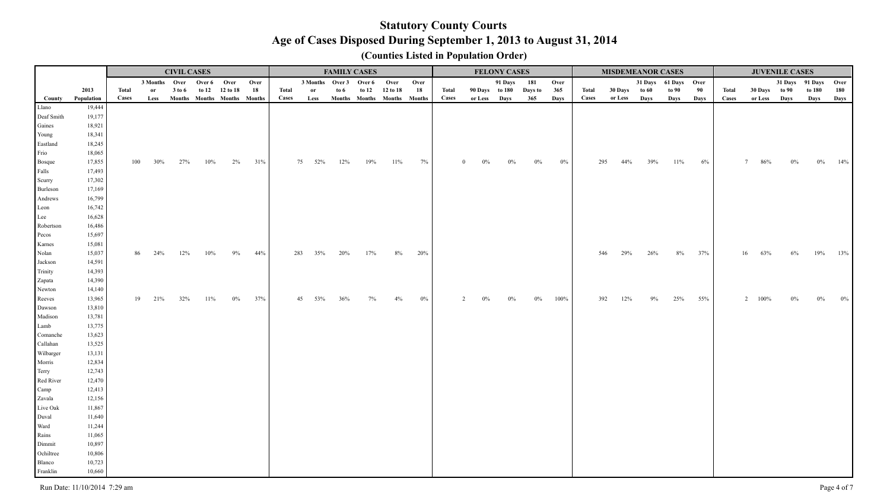# Statutory County Courts

## Age of Cases Disposed During September 1, 2013 to August 31, 2014

### (Counties Listed in Population Order)

| | | CIVIL CASES | | | | | | FAMILY CASES | | | | | | FELONY CASES | | | | | MISDEMEANOR CASES | | | | | JUVENILE CASES | | | | |
|---|---|---|---|---|---|---|---|---|---|---|---|---|---|---|---|---|---|---|---|---|---|---|---|---|---|---|---|---|
| County | 2013 Population | Total Cases | 3 Months or Less | Over 3 to 6 Months | Over 6 to 12 Months | Over 12 to 18 Months | Over 18 Months | Total Cases | 3 Months or Less | Over 3 to 6 Months | Over 6 to 12 Months | Over 12 to 18 Months | Over 18 Months | Total Cases | 90 Days or Less | 91 Days to 180 Days | 181 Days to 365 | Over 365 Days | Total Cases | 30 Days or Less | 31 Days to 60 Days | 61 Days to 90 Days | Over 90 Days | Total Cases | 30 Days or Less | 31 Days to 90 Days | 91 Days to 180 Days | Over 180 Days |
| Llano | 19,444 | | | | | | | | | | | | | | | | | | | | | | | | | | | |
| Deaf Smith | 19,177 | | | | | | | | | | | | | | | | | | | | | | | | | | | |
| Gaines | 18,921 | | | | | | | | | | | | | | | | | | | | | | | | | | | |
| Young | 18,341 | | | | | | | | | | | | | | | | | | | | | | | | | | | |
| Eastland | 18,245 | | | | | | | | | | | | | | | | | | | | | | | | | | | |
| Frio | 18,065 | | | | | | | | | | | | | | | | | | | | | | | | | | | |
| Bosque | 17,855 | 100 | 30% | 27% | 10% | 2% | 31% | 75 | 52% | 12% | 19% | 11% | 7% | 0 | 0% | 0% | 0% | 0% | 295 | 44% | 39% | 11% | 6% | 7 | 86% | 0% | 0% | 14% |
| Falls | 17,493 | | | | | | | | | | | | | | | | | | | | | | | | | | | |
| Scurry | 17,302 | | | | | | | | | | | | | | | | | | | | | | | | | | | |
| Burleson | 17,169 | | | | | | | | | | | | | | | | | | | | | | | | | | | |
| Andrews | 16,799 | | | | | | | | | | | | | | | | | | | | | | | | | | | |
| Leon | 16,742 | | | | | | | | | | | | | | | | | | | | | | | | | | | |
| Lee | 16,628 | | | | | | | | | | | | | | | | | | | | | | | | | | | |
| Robertson | 16,486 | | | | | | | | | | | | | | | | | | | | | | | | | | | |
| Pecos | 15,697 | | | | | | | | | | | | | | | | | | | | | | | | | | | |
| Karnes | 15,081 | | | | | | | | | | | | | | | | | | | | | | | | | | | |
| Nolan | 15,037 | 86 | 24% | 12% | 10% | 9% | 44% | 283 | 35% | 20% | 17% | 8% | 20% | | | | | | 546 | 29% | 26% | 8% | 37% | 16 | 63% | 6% | 19% | 13% |
| Jackson | 14,591 | | | | | | | | | | | | | | | | | | | | | | | | | | | |
| Trinity | 14,393 | | | | | | | | | | | | | | | | | | | | | | | | | | | |
| Zapata | 14,390 | | | | | | | | | | | | | | | | | | | | | | | | | | | |
| Newton | 14,140 | | | | | | | | | | | | | | | | | | | | | | | | | | | |
| Reeves | 13,965 | 19 | 21% | 32% | 11% | 0% | 37% | 45 | 53% | 36% | 7% | 4% | 0% | 2 | 0% | 0% | 0% | 100% | 392 | 12% | 9% | 25% | 55% | 2 | 100% | 0% | 0% | 0% |
| Dawson | 13,810 | | | | | | | | | | | | | | | | | | | | | | | | | | | |
| Madison | 13,781 | | | | | | | | | | | | | | | | | | | | | | | | | | | |
| Lamb | 13,775 | | | | | | | | | | | | | | | | | | | | | | | | | | | |
| Comanche | 13,623 | | | | | | | | | | | | | | | | | | | | | | | | | | | |
| Callahan | 13,525 | | | | | | | | | | | | | | | | | | | | | | | | | | | |
| Wilbarger | 13,131 | | | | | | | | | | | | | | | | | | | | | | | | | | | |
| Morris | 12,834 | | | | | | | | | | | | | | | | | | | | | | | | | | | |
| Terry | 12,743 | | | | | | | | | | | | | | | | | | | | | | | | | | | |
| Red River | 12,470 | | | | | | | | | | | | | | | | | | | | | | | | | | | |
| Camp | 12,413 | | | | | | | | | | | | | | | | | | | | | | | | | | | |
| Zavala | 12,156 | | | | | | | | | | | | | | | | | | | | | | | | | | | |
| Live Oak | 11,867 | | | | | | | | | | | | | | | | | | | | | | | | | | | |
| Duval | 11,640 | | | | | | | | | | | | | | | | | | | | | | | | | | | |
| Ward | 11,244 | | | | | | | | | | | | | | | | | | | | | | | | | | | |
| Rains | 11,065 | | | | | | | | | | | | | | | | | | | | | | | | | | | |
| Dimmit | 10,897 | | | | | | | | | | | | | | | | | | | | | | | | | | | |
| Ochiltree | 10,806 | | | | | | | | | | | | | | | | | | | | | | | | | | | |
| Blanco | 10,723 | | | | | | | | | | | | | | | | | | | | | | | | | | | |
| Franklin | 10,660 | | | | | | | | | | | | | | | | | | | | | | | | | | | |

Run Date: 11/10/2014 7:29 am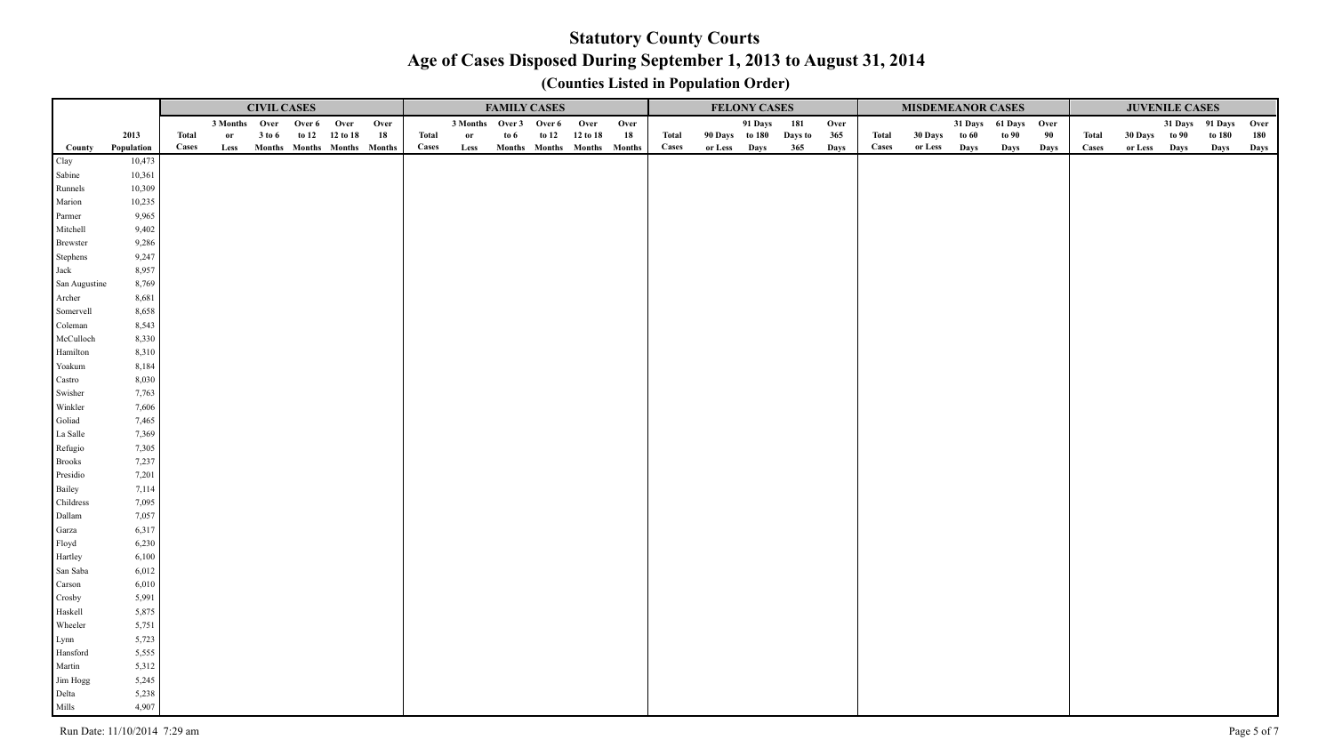# Statutory County Courts

## Age of Cases Disposed During September 1, 2013 to August 31, 2014

### (Counties Listed in Population Order)

| | | CIVIL CASES | | | | | | FAMILY CASES | | | | | | FELONY CASES | | | | | MISDEMEANOR CASES | | | | | JUVENILE CASES | | | | |
|---|---|---|---|---|---|---|---|---|---|---|---|---|---|---|---|---|---|---|---|---|---|---|---|---|---|---|---|---|
| County | 2013 Population | Total Cases | 3 Months or Less | Over 3 to 6 Months | Over 6 to 12 Months | Over 12 to 18 Months | Over 18 Months | Total Cases | 3 Months or Less | Over 3 to 6 Months | Over 6 to 12 Months | Over 12 to 18 Months | Over 18 Months | Total Cases | 90 Days or Less | 91 Days to 180 Days | 181 Days to 365 | Over 365 Days | Total Cases | 30 Days or Less | 31 Days to 60 Days | 61 Days to 90 Days | Over 90 Days | Total Cases | 30 Days or Less | 31 Days to 90 Days | 91 Days to 180 Days | Over 180 Days |
| Clay | 10,473 | | | | | | | | | | | | | | | | | | | | | | | | | | | |
| Sabine | 10,361 | | | | | | | | | | | | | | | | | | | | | | | | | | | |
| Runnels | 10,309 | | | | | | | | | | | | | | | | | | | | | | | | | | | |
| Marion | 10,235 | | | | | | | | | | | | | | | | | | | | | | | | | | | |
| Parmer | 9,965 | | | | | | | | | | | | | | | | | | | | | | | | | | | |
| Mitchell | 9,402 | | | | | | | | | | | | | | | | | | | | | | | | | | | |
| Brewster | 9,286 | | | | | | | | | | | | | | | | | | | | | | | | | | | |
| Stephens | 9,247 | | | | | | | | | | | | | | | | | | | | | | | | | | | |
| Jack | 8,957 | | | | | | | | | | | | | | | | | | | | | | | | | | | |
| San Augustine | 8,769 | | | | | | | | | | | | | | | | | | | | | | | | | | | |
| Archer | 8,681 | | | | | | | | | | | | | | | | | | | | | | | | | | | |
| Somervell | 8,658 | | | | | | | | | | | | | | | | | | | | | | | | | | | |
| Coleman | 8,543 | | | | | | | | | | | | | | | | | | | | | | | | | | | |
| McCulloch | 8,330 | | | | | | | | | | | | | | | | | | | | | | | | | | | |
| Hamilton | 8,310 | | | | | | | | | | | | | | | | | | | | | | | | | | | |
| Yoakum | 8,184 | | | | | | | | | | | | | | | | | | | | | | | | | | | |
| Castro | 8,030 | | | | | | | | | | | | | | | | | | | | | | | | | | | |
| Swisher | 7,763 | | | | | | | | | | | | | | | | | | | | | | | | | | | |
| Winkler | 7,606 | | | | | | | | | | | | | | | | | | | | | | | | | | | |
| Goliad | 7,465 | | | | | | | | | | | | | | | | | | | | | | | | | | | |
| La Salle | 7,369 | | | | | | | | | | | | | | | | | | | | | | | | | | | |
| Refugio | 7,305 | | | | | | | | | | | | | | | | | | | | | | | | | | | |
| Brooks | 7,237 | | | | | | | | | | | | | | | | | | | | | | | | | | | |
| Presidio | 7,201 | | | | | | | | | | | | | | | | | | | | | | | | | | | |
| Bailey | 7,114 | | | | | | | | | | | | | | | | | | | | | | | | | | | |
| Childress | 7,095 | | | | | | | | | | | | | | | | | | | | | | | | | | | |
| Dallam | 7,057 | | | | | | | | | | | | | | | | | | | | | | | | | | | |
| Garza | 6,317 | | | | | | | | | | | | | | | | | | | | | | | | | | | |
| Floyd | 6,230 | | | | | | | | | | | | | | | | | | | | | | | | | | | |
| Hartley | 6,100 | | | | | | | | | | | | | | | | | | | | | | | | | | | |
| San Saba | 6,012 | | | | | | | | | | | | | | | | | | | | | | | | | | | |
| Carson | 6,010 | | | | | | | | | | | | | | | | | | | | | | | | | | | |
| Crosby | 5,991 | | | | | | | | | | | | | | | | | | | | | | | | | | | |
| Haskell | 5,875 | | | | | | | | | | | | | | | | | | | | | | | | | | | |
| Wheeler | 5,751 | | | | | | | | | | | | | | | | | | | | | | | | | | | |
| Lynn | 5,723 | | | | | | | | | | | | | | | | | | | | | | | | | | | |
| Hansford | 5,555 | | | | | | | | | | | | | | | | | | | | | | | | | | | |
| Martin | 5,312 | | | | | | | | | | | | | | | | | | | | | | | | | | | |
| Jim Hogg | 5,245 | | | | | | | | | | | | | | | | | | | | | | | | | | | |
| Delta | 5,238 | | | | | | | | | | | | | | | | | | | | | | | | | | | |
| Mills | 4,907 | | | | | | | | | | | | | | | | | | | | | | | | | | | |

Run Date: 11/10/2014 7:29 am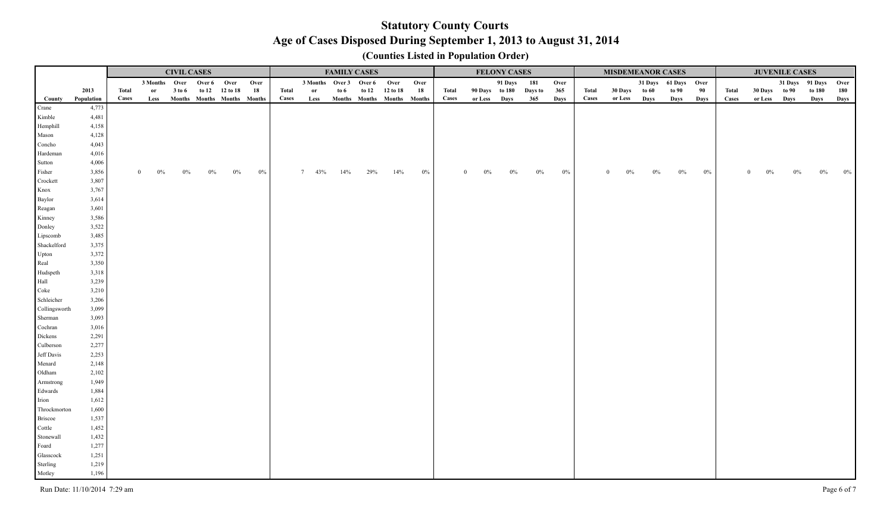# Statutory County Courts

## Age of Cases Disposed During September 1, 2013 to August 31, 2014

### (Counties Listed in Population Order)

| | | CIVIL CASES | | | | | | FAMILY CASES | | | | | | FELONY CASES | | | | | MISDEMEANOR CASES | | | | | JUVENILE CASES | | | | |
|---|---|---|---|---|---|---|---|---|---|---|---|---|---|---|---|---|---|---|---|---|---|---|---|---|---|---|---|---|
| County | 2013 Population | Total Cases | 3 Months or Less | Over 3 to 6 Months | Over 6 to 12 Months | Over 12 to 18 Months | Over 18 Months | Total Cases | 3 Months or Less | Over 3 to 6 Months | Over 6 to 12 Months | Over 12 to 18 Months | Over 18 Months | Total Cases | 90 Days or Less | 91 Days to 180 Days | 181 Days to 365 | Over 365 Days | Total Cases | 30 Days or Less | 31 Days to 60 Days | 61 Days to 90 Days | Over 90 Days | Total Cases | 30 Days or Less | 31 Days to 90 Days | 91 Days to 180 Days | Over 180 Days |
| Crane | 4,773 | | | | | | | | | | | | | | | | | | | | | | | | | | | |
| Kimble | 4,481 | | | | | | | | | | | | | | | | | | | | | | | | | | | |
| Hemphill | 4,158 | | | | | | | | | | | | | | | | | | | | | | | | | | | |
| Mason | 4,128 | | | | | | | | | | | | | | | | | | | | | | | | | | | |
| Concho | 4,043 | | | | | | | | | | | | | | | | | | | | | | | | | | | |
| Hardeman | 4,016 | | | | | | | | | | | | | | | | | | | | | | | | | | | |
| Sutton | 4,006 | | | | | | | | | | | | | | | | | | | | | | | | | | | |
| Fisher | 3,856 | 0 | 0% | 0% | 0% | 0% | 0% | 7 | 43% | 14% | 29% | 14% | 0% | 0 | 0% | 0% | 0% | 0% | 0 | 0% | 0% | 0% | 0% | 0 | 0% | 0% | 0% | 0% |
| Crockett | 3,807 | | | | | | | | | | | | | | | | | | | | | | | | | | | |
| Knox | 3,767 | | | | | | | | | | | | | | | | | | | | | | | | | | | |
| Baylor | 3,614 | | | | | | | | | | | | | | | | | | | | | | | | | | | |
| Reagan | 3,601 | | | | | | | | | | | | | | | | | | | | | | | | | | | |
| Kinney | 3,586 | | | | | | | | | | | | | | | | | | | | | | | | | | | |
| Donley | 3,522 | | | | | | | | | | | | | | | | | | | | | | | | | | | |
| Lipscomb | 3,485 | | | | | | | | | | | | | | | | | | | | | | | | | | | |
| Shackelford | 3,375 | | | | | | | | | | | | | | | | | | | | | | | | | | | |
| Upton | 3,372 | | | | | | | | | | | | | | | | | | | | | | | | | | | |
| Real | 3,350 | | | | | | | | | | | | | | | | | | | | | | | | | | | |
| Hudspeth | 3,318 | | | | | | | | | | | | | | | | | | | | | | | | | | | |
| Hall | 3,239 | | | | | | | | | | | | | | | | | | | | | | | | | | | |
| Coke | 3,210 | | | | | | | | | | | | | | | | | | | | | | | | | | | |
| Schleicher | 3,206 | | | | | | | | | | | | | | | | | | | | | | | | | | | |
| Collingsworth | 3,099 | | | | | | | | | | | | | | | | | | | | | | | | | | | |
| Sherman | 3,093 | | | | | | | | | | | | | | | | | | | | | | | | | | | |
| Cochran | 3,016 | | | | | | | | | | | | | | | | | | | | | | | | | | | |
| Dickens | 2,291 | | | | | | | | | | | | | | | | | | | | | | | | | | | |
| Culberson | 2,277 | | | | | | | | | | | | | | | | | | | | | | | | | | | |
| Jeff Davis | 2,253 | | | | | | | | | | | | | | | | | | | | | | | | | | | |
| Menard | 2,148 | | | | | | | | | | | | | | | | | | | | | | | | | | | |
| Oldham | 2,102 | | | | | | | | | | | | | | | | | | | | | | | | | | | |
| Armstrong | 1,949 | | | | | | | | | | | | | | | | | | | | | | | | | | | |
| Edwards | 1,884 | | | | | | | | | | | | | | | | | | | | | | | | | | | |
| Irion | 1,612 | | | | | | | | | | | | | | | | | | | | | | | | | | | |
| Throckmorton | 1,600 | | | | | | | | | | | | | | | | | | | | | | | | | | | |
| Briscoe | 1,537 | | | | | | | | | | | | | | | | | | | | | | | | | | | |
| Cottle | 1,452 | | | | | | | | | | | | | | | | | | | | | | | | | | | |
| Stonewall | 1,432 | | | | | | | | | | | | | | | | | | | | | | | | | | | |
| Foard | 1,277 | | | | | | | | | | | | | | | | | | | | | | | | | | | |
| Glasscock | 1,251 | | | | | | | | | | | | | | | | | | | | | | | | | | | |
| Sterling | 1,219 | | | | | | | | | | | | | | | | | | | | | | | | | | | |
| Motley | 1,196 | | | | | | | | | | | | | | | | | | | | | | | | | | | |

Run Date: 11/10/2014 7:29 am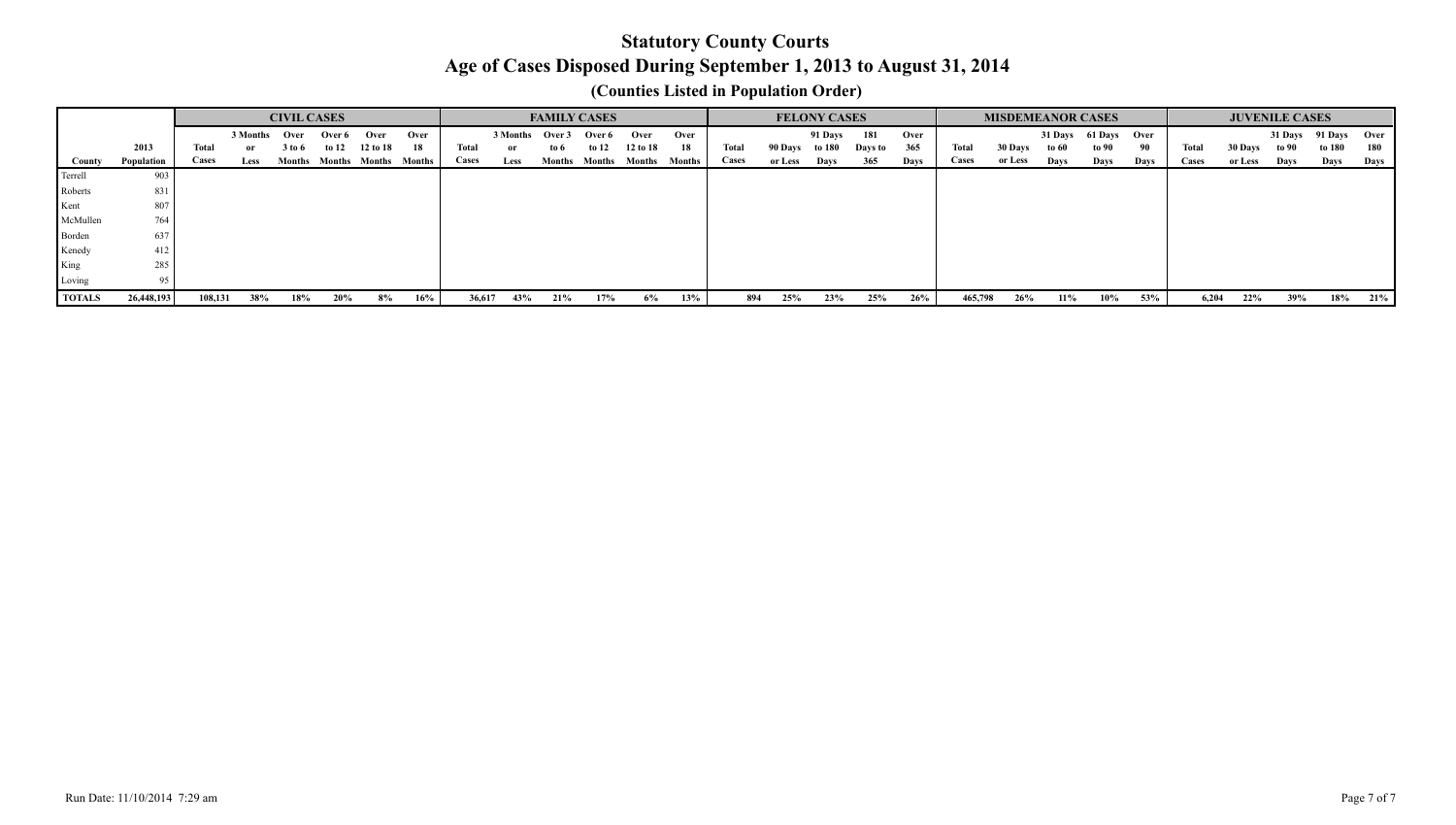# Statutory County Courts

## Age of Cases Disposed During September 1, 2013 to August 31, 2014

### (Counties Listed in Population Order)

| | | CIVIL CASES | | | | | | FAMILY CASES | | | | | | FELONY CASES | | | | | MISDEMEANOR CASES | | | | | JUVENILE CASES | | | | |
|---|---|---|---|---|---|---|---|---|---|---|---|---|---|---|---|---|---|---|---|---|---|---|---|---|---|---|---|---|
| County | 2013 Population | Total Cases | 3 Months or Less | Over 3 to 6 Months | Over 6 to 12 Months | Over 12 to 18 Months | Over 18 Months | Total Cases | 3 Months or Less | Over 3 to 6 Months | Over 6 to 12 Months | Over 12 to 18 Months | Over 18 Months | Total Cases | 90 Days or Less | 91 Days to 180 Days | 181 Days to 365 | Over 365 Days | Total Cases | 30 Days or Less | 31 Days to 60 Days | 61 Days to 90 Days | Over 90 Days | Total Cases | 30 Days or Less | 31 Days to 90 Days | 91 Days to 180 Days | Over 180 Days |
| Terrell | 903 | | | | | | | | | | | | | | | | | | | | | | | | | | | |
| Roberts | 831 | | | | | | | | | | | | | | | | | | | | | | | | | | | |
| Kent | 807 | | | | | | | | | | | | | | | | | | | | | | | | | | | |
| McMullen | 764 | | | | | | | | | | | | | | | | | | | | | | | | | | | |
| Borden | 637 | | | | | | | | | | | | | | | | | | | | | | | | | | | |
| Kenedy | 412 | | | | | | | | | | | | | | | | | | | | | | | | | | | |
| King | 285 | | | | | | | | | | | | | | | | | | | | | | | | | | | |
| Loving | 95 | | | | | | | | | | | | | | | | | | | | | | | | | | | |
| **TOTALS** | **26,448,193** | **108,131** | **38%** | **18%** | **20%** | **8%** | **16%** | **36,617** | **43%** | **21%** | **17%** | **6%** | **13%** | **894** | **25%** | **23%** | **25%** | **26%** | **465,798** | **26%** | **11%** | **10%** | **53%** | **6,204** | **22%** | **39%** | **18%** | **21%** |

Run Date: 11/10/2014 7:29 am